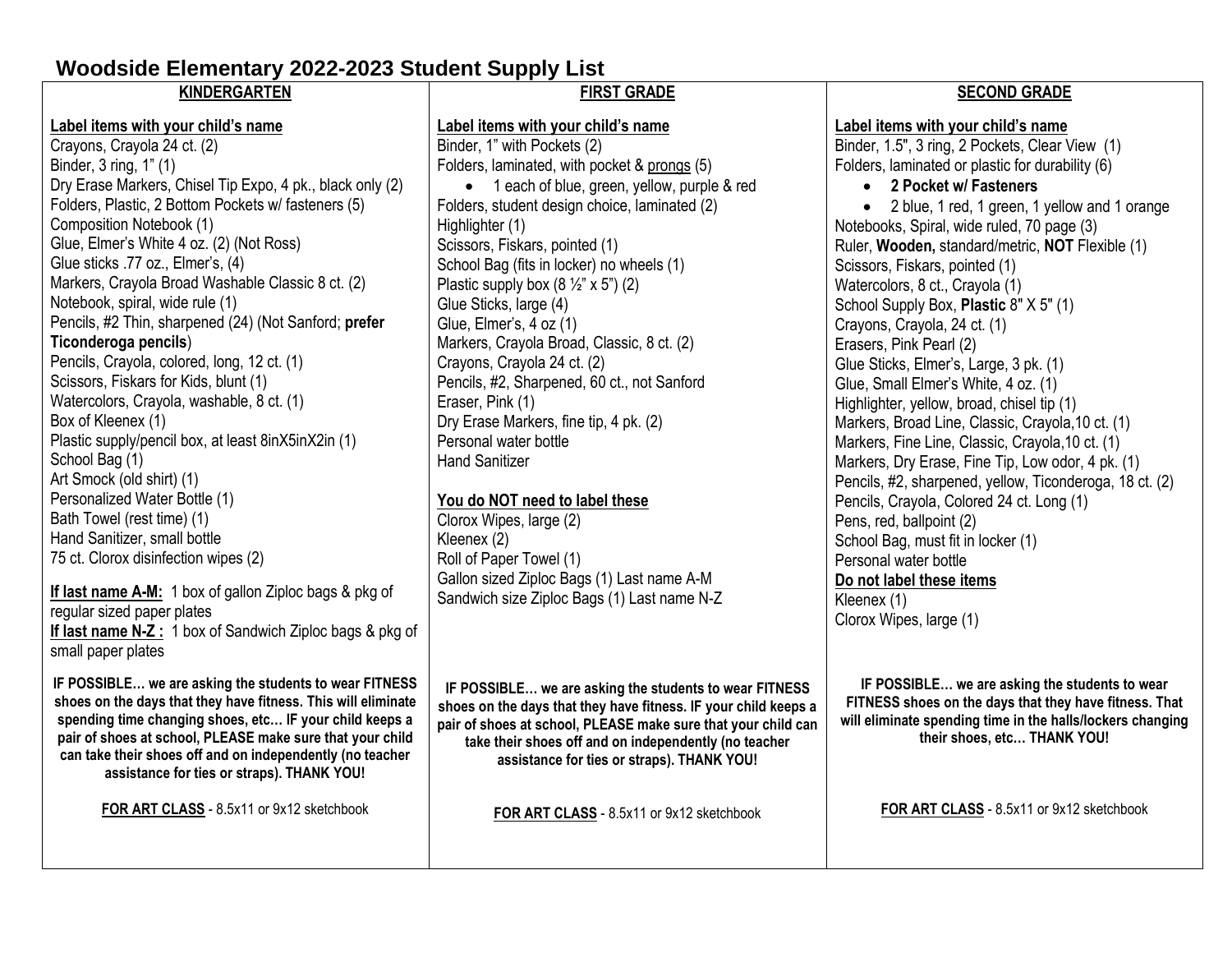# Woodside Elementary 2022-2023 Student Supply List

## KINDERGARTEN

**Label items with your child's name**

Crayons, Crayola 24 ct. (2)
Binder, 3 ring, 1" (1)
Dry Erase Markers, Chisel Tip Expo, 4 pk., black only (2)
Folders, Plastic, 2 Bottom Pockets w/ fasteners (5)
Composition Notebook (1)
Glue, Elmer's White 4 oz. (2) (Not Ross)
Glue sticks .77 oz., Elmer's, (4)
Markers, Crayola Broad Washable Classic 8 ct. (2)
Notebook, spiral, wide rule (1)
Pencils, #2 Thin, sharpened (24) (Not Sanford; **prefer Ticonderoga pencils**)
Pencils, Crayola, colored, long, 12 ct. (1)
Scissors, Fiskars for Kids, blunt (1)
Watercolors, Crayola, washable, 8 ct. (1)
Box of Kleenex (1)
Plastic supply/pencil box, at least 8inX5inX2in (1)
School Bag (1)
Art Smock (old shirt) (1)
Personalized Water Bottle (1)
Bath Towel (rest time) (1)
Hand Sanitizer, small bottle
75 ct. Clorox disinfection wipes (2)

**If last name A-M:** 1 box of gallon Ziploc bags & pkg of regular sized paper plates
**If last name N-Z :** 1 box of Sandwich Ziploc bags & pkg of small paper plates

**IF POSSIBLE… we are asking the students to wear FITNESS shoes on the days that they have fitness. This will eliminate spending time changing shoes, etc… IF your child keeps a pair of shoes at school, PLEASE make sure that your child can take their shoes off and on independently (no teacher assistance for ties or straps). THANK YOU!**

**FOR ART CLASS** - 8.5x11 or 9x12 sketchbook

## FIRST GRADE

**Label items with your child's name**

Binder, 1" with Pockets (2)
Folders, laminated, with pocket & prongs (5)
- 1 each of blue, green, yellow, purple & red

Folders, student design choice, laminated (2)
Highlighter (1)
Scissors, Fiskars, pointed (1)
School Bag (fits in locker) no wheels (1)
Plastic supply box (8 ½" x 5") (2)
Glue Sticks, large (4)
Glue, Elmer's, 4 oz (1)
Markers, Crayola Broad, Classic, 8 ct. (2)
Crayons, Crayola 24 ct. (2)
Pencils, #2, Sharpened, 60 ct., not Sanford
Eraser, Pink (1)
Dry Erase Markers, fine tip, 4 pk. (2)
Personal water bottle
Hand Sanitizer

**You do NOT need to label these**

Clorox Wipes, large (2)
Kleenex (2)
Roll of Paper Towel (1)
Gallon sized Ziploc Bags (1) Last name A-M
Sandwich size Ziploc Bags (1) Last name N-Z

**IF POSSIBLE… we are asking the students to wear FITNESS shoes on the days that they have fitness. IF your child keeps a pair of shoes at school, PLEASE make sure that your child can take their shoes off and on independently (no teacher assistance for ties or straps). THANK YOU!**

**FOR ART CLASS** - 8.5x11 or 9x12 sketchbook

## SECOND GRADE

**Label items with your child's name**

Binder, 1.5", 3 ring, 2 Pockets, Clear View (1)
Folders, laminated or plastic for durability (6)
- **2 Pocket w/ Fasteners**
- 2 blue, 1 red, 1 green, 1 yellow and 1 orange

Notebooks, Spiral, wide ruled, 70 page (3)
Ruler, **Wooden,** standard/metric, **NOT** Flexible (1)
Scissors, Fiskars, pointed (1)
Watercolors, 8 ct., Crayola (1)
School Supply Box, **Plastic** 8" X 5" (1)
Crayons, Crayola, 24 ct. (1)
Erasers, Pink Pearl (2)
Glue Sticks, Elmer's, Large, 3 pk. (1)
Glue, Small Elmer's White, 4 oz. (1)
Highlighter, yellow, broad, chisel tip (1)
Markers, Broad Line, Classic, Crayola,10 ct. (1)
Markers, Fine Line, Classic, Crayola,10 ct. (1)
Markers, Dry Erase, Fine Tip, Low odor, 4 pk. (1)
Pencils, #2, sharpened, yellow, Ticonderoga, 18 ct. (2)
Pencils, Crayola, Colored 24 ct. Long (1)
Pens, red, ballpoint (2)
School Bag, must fit in locker (1)
Personal water bottle

**Do not label these items**

Kleenex (1)
Clorox Wipes, large (1)

**IF POSSIBLE… we are asking the students to wear FITNESS shoes on the days that they have fitness. That will eliminate spending time in the halls/lockers changing their shoes, etc… THANK YOU!**

**FOR ART CLASS** - 8.5x11 or 9x12 sketchbook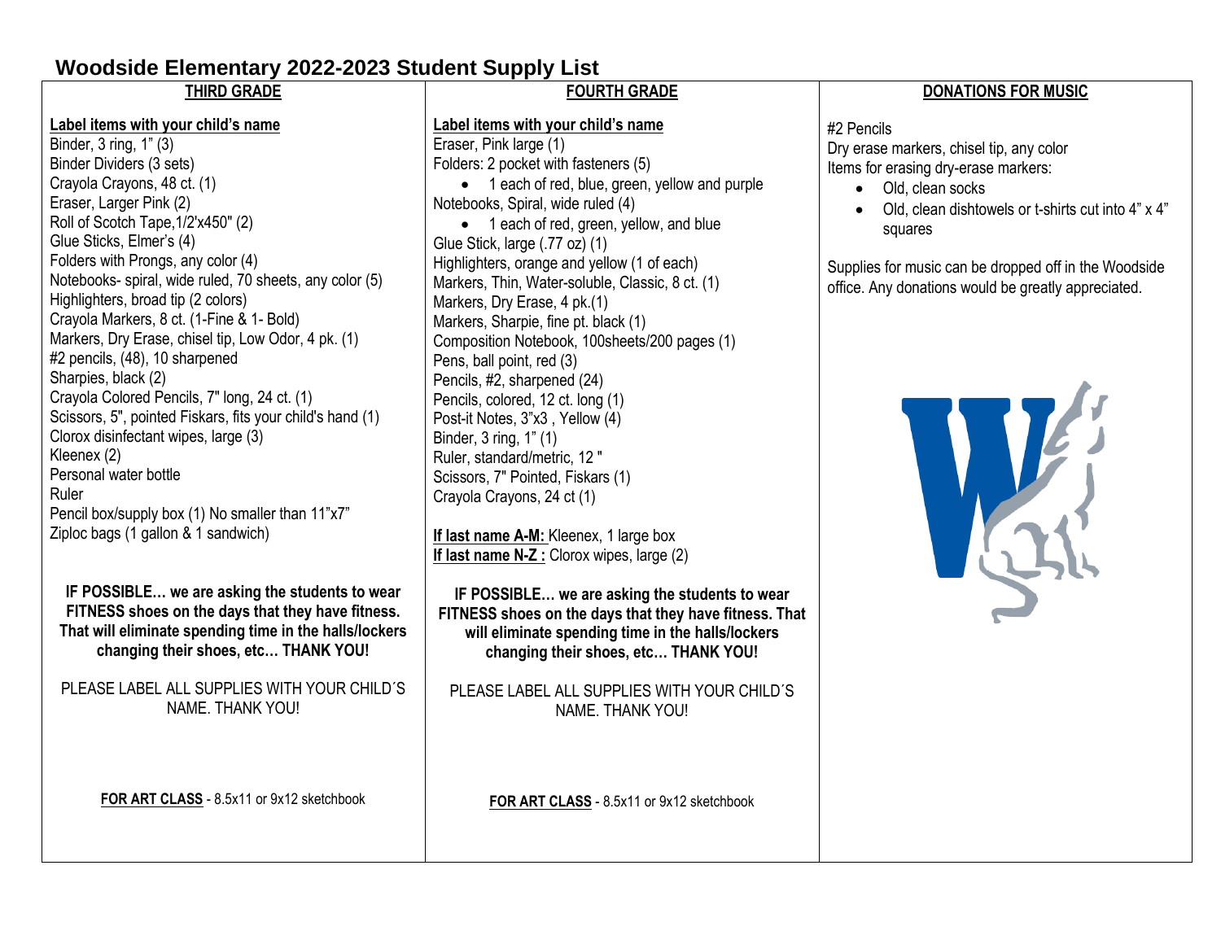# Woodside Elementary 2022-2023 Student Supply List

## THIRD GRADE

**Label items with your child's name**

Binder, 3 ring, 1" (3)
Binder Dividers (3 sets)
Crayola Crayons, 48 ct. (1)
Eraser, Larger Pink (2)
Roll of Scotch Tape,1/2'x450" (2)
Glue Sticks, Elmer's (4)
Folders with Prongs, any color (4)
Notebooks- spiral, wide ruled, 70 sheets, any color (5)
Highlighters, broad tip (2 colors)
Crayola Markers, 8 ct. (1-Fine & 1- Bold)
Markers, Dry Erase, chisel tip, Low Odor, 4 pk. (1)
#2 pencils, (48), 10 sharpened
Sharpies, black (2)
Crayola Colored Pencils, 7" long, 24 ct. (1)
Scissors, 5", pointed Fiskars, fits your child's hand (1)
Clorox disinfectant wipes, large (3)
Kleenex (2)
Personal water bottle
Ruler
Pencil box/supply box (1) No smaller than 11"x7"
Ziploc bags (1 gallon & 1 sandwich)

**IF POSSIBLE… we are asking the students to wear FITNESS shoes on the days that they have fitness. That will eliminate spending time in the halls/lockers changing their shoes, etc… THANK YOU!**

PLEASE LABEL ALL SUPPLIES WITH YOUR CHILD´S NAME. THANK YOU!

**FOR ART CLASS** - 8.5x11 or 9x12 sketchbook

## FOURTH GRADE

**Label items with your child's name**

Eraser, Pink large (1)
Folders: 2 pocket with fasteners (5)

- 1 each of red, blue, green, yellow and purple

Notebooks, Spiral, wide ruled (4)

- 1 each of red, green, yellow, and blue

Glue Stick, large (.77 oz) (1)
Highlighters, orange and yellow (1 of each)
Markers, Thin, Water-soluble, Classic, 8 ct. (1)
Markers, Dry Erase, 4 pk.(1)
Markers, Sharpie, fine pt. black (1)
Composition Notebook, 100sheets/200 pages (1)
Pens, ball point, red (3)
Pencils, #2, sharpened (24)
Pencils, colored, 12 ct. long (1)
Post-it Notes, 3"x3 , Yellow (4)
Binder, 3 ring, 1" (1)
Ruler, standard/metric, 12 "
Scissors, 7" Pointed, Fiskars (1)
Crayola Crayons, 24 ct (1)

**If last name A-M:** Kleenex, 1 large box
**If last name N-Z :** Clorox wipes, large (2)

**IF POSSIBLE… we are asking the students to wear FITNESS shoes on the days that they have fitness. That will eliminate spending time in the halls/lockers changing their shoes, etc… THANK YOU!**

PLEASE LABEL ALL SUPPLIES WITH YOUR CHILD´S NAME. THANK YOU!

**FOR ART CLASS** - 8.5x11 or 9x12 sketchbook

## DONATIONS FOR MUSIC

#2 Pencils
Dry erase markers, chisel tip, any color
Items for erasing dry-erase markers:

- Old, clean socks
- Old, clean dishtowels or t-shirts cut into 4" x 4" squares

Supplies for music can be dropped off in the Woodside office. Any donations would be greatly appreciated.